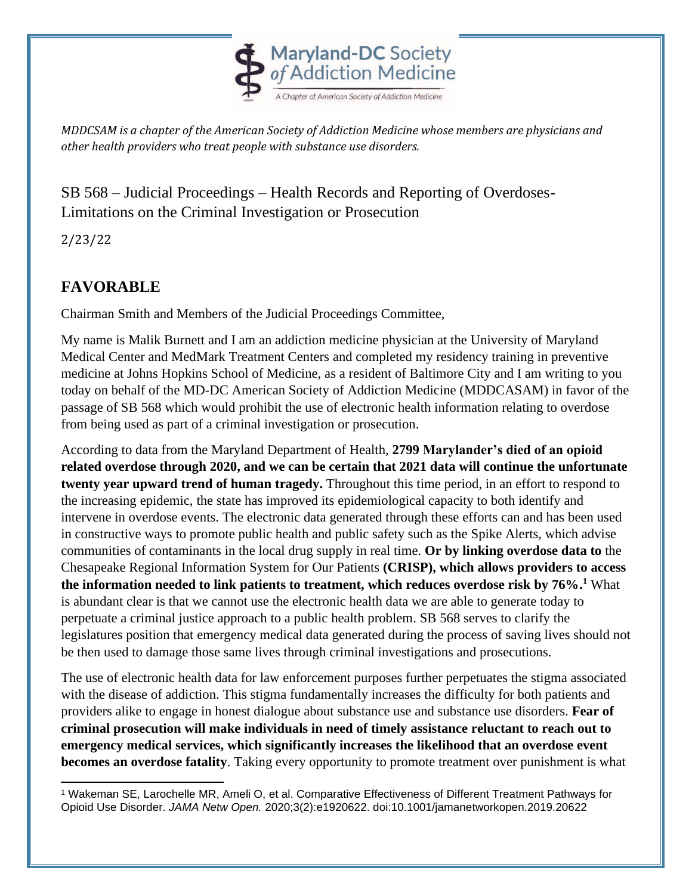Maryland-DC Society *of* Addiction Medicine

A Chapter of American Society of Addiction Medicine

*MDDCSAM is a chapter of the American Society of Addiction Medicine whose members are physicians and other health providers who treat people with substance use disorders.*

SB 568 – Judicial Proceedings – Health Records and Reporting of Overdoses-Limitations on the Criminal Investigation or Prosecution

2/23/22

## FAVORABLE

Chairman Smith and Members of the Judicial Proceedings Committee,

My name is Malik Burnett and I am an addiction medicine physician at the University of Maryland Medical Center and MedMark Treatment Centers and completed my residency training in preventive medicine at Johns Hopkins School of Medicine, as a resident of Baltimore City and I am writing to you today on behalf of the MD-DC American Society of Addiction Medicine (MDDCASAM) in favor of the passage of SB 568 which would prohibit the use of electronic health information relating to overdose from being used as part of a criminal investigation or prosecution.

According to data from the Maryland Department of Health, **2799 Marylander's died of an opioid related overdose through 2020, and we can be certain that 2021 data will continue the unfortunate twenty year upward trend of human tragedy.** Throughout this time period, in an effort to respond to the increasing epidemic, the state has improved its epidemiological capacity to both identify and intervene in overdose events. The electronic data generated through these efforts can and has been used in constructive ways to promote public health and public safety such as the Spike Alerts, which advise communities of contaminants in the local drug supply in real time. **Or by linking overdose data to** the Chesapeake Regional Information System for Our Patients **(CRISP), which allows providers to access the information needed to link patients to treatment, which reduces overdose risk by 76%.**[1] What is abundant clear is that we cannot use the electronic health data we are able to generate today to perpetuate a criminal justice approach to a public health problem. SB 568 serves to clarify the legislatures position that emergency medical data generated during the process of saving lives should not be then used to damage those same lives through criminal investigations and prosecutions.

The use of electronic health data for law enforcement purposes further perpetuates the stigma associated with the disease of addiction. This stigma fundamentally increases the difficulty for both patients and providers alike to engage in honest dialogue about substance use and substance use disorders. **Fear of criminal prosecution will make individuals in need of timely assistance reluctant to reach out to emergency medical services, which significantly increases the likelihood that an overdose event becomes an overdose fatality**. Taking every opportunity to promote treatment over punishment is what

[1] Wakeman SE, Larochelle MR, Ameli O, et al. Comparative Effectiveness of Different Treatment Pathways for Opioid Use Disorder. *JAMA Netw Open.* 2020;3(2):e1920622. doi:10.1001/jamanetworkopen.2019.20622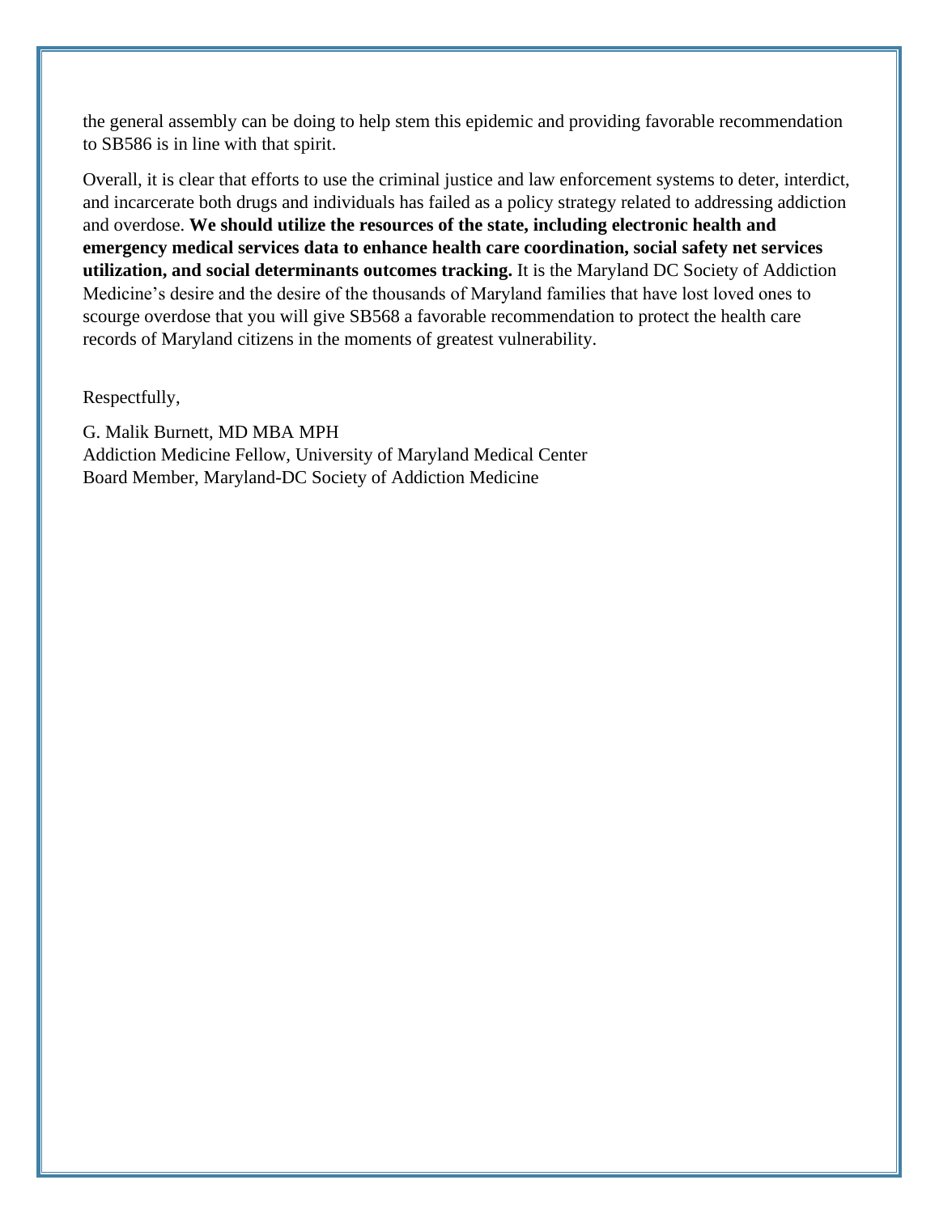the general assembly can be doing to help stem this epidemic and providing favorable recommendation to SB586 is in line with that spirit.

Overall, it is clear that efforts to use the criminal justice and law enforcement systems to deter, interdict, and incarcerate both drugs and individuals has failed as a policy strategy related to addressing addiction and overdose. **We should utilize the resources of the state, including electronic health and emergency medical services data to enhance health care coordination, social safety net services utilization, and social determinants outcomes tracking.** It is the Maryland DC Society of Addiction Medicine's desire and the desire of the thousands of Maryland families that have lost loved ones to scourge overdose that you will give SB568 a favorable recommendation to protect the health care records of Maryland citizens in the moments of greatest vulnerability.

Respectfully,

G. Malik Burnett, MD MBA MPH
Addiction Medicine Fellow, University of Maryland Medical Center
Board Member, Maryland-DC Society of Addiction Medicine